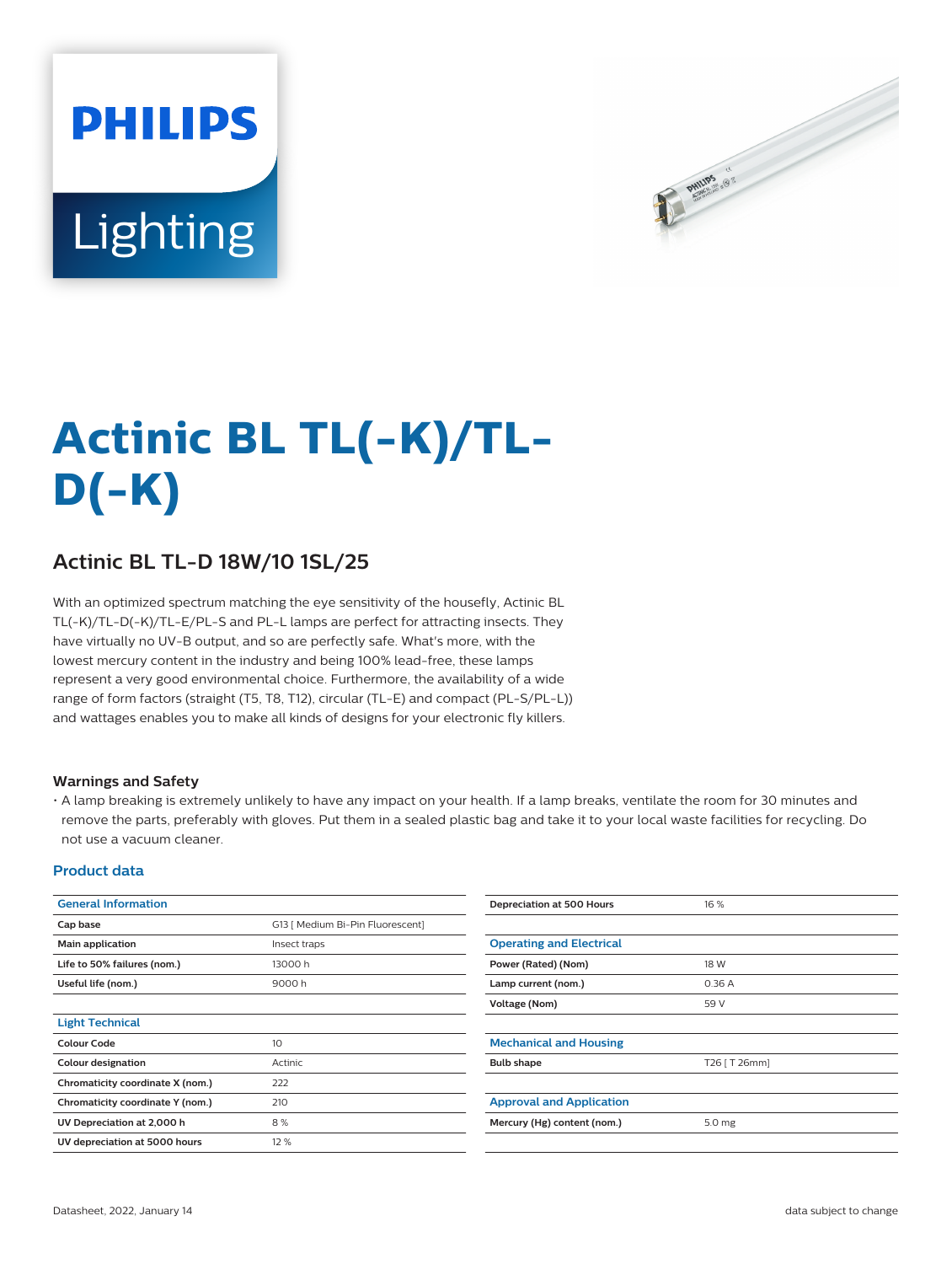# Actinic BL TL(-K)/TL-D(-K)

## Actinic BL TL-D 18W/10 1SL/25

With an optimized spectrum matching the eye sensitivity of the housefly, Actinic BL TL(-K)/TL-D(-K)/TL-E/PL-S and PL-L lamps are perfect for attracting insects. They have virtually no UV-B output, and so are perfectly safe. What's more, with the lowest mercury content in the industry and being 100% lead-free, these lamps represent a very good environmental choice. Furthermore, the availability of a wide range of form factors (straight (T5, T8, T12), circular (TL-E) and compact (PL-S/PL-L)) and wattages enables you to make all kinds of designs for your electronic fly killers.

### Warnings and Safety

- A lamp breaking is extremely unlikely to have any impact on your health. If a lamp breaks, ventilate the room for 30 minutes and remove the parts, preferably with gloves. Put them in a sealed plastic bag and take it to your local waste facilities for recycling. Do not use a vacuum cleaner.

### Product data

| General Information | |
|---|---|
| Cap base | G13 [ Medium Bi-Pin Fluorescent] |
| Main application | Insect traps |
| Life to 50% failures (nom.) | 13000 h |
| Useful life (nom.) | 9000 h |

| Light Technical | |
|---|---|
| Colour Code | 10 |
| Colour designation | Actinic |
| Chromaticity coordinate X (nom.) | 222 |
| Chromaticity coordinate Y (nom.) | 210 |
| UV Depreciation at 2,000 h | 8 % |
| UV depreciation at 5000 hours | 12 % |
| Depreciation at 500 Hours | 16 % |

| Operating and Electrical | |
|---|---|
| Power (Rated) (Nom) | 18 W |
| Lamp current (nom.) | 0.36 A |
| Voltage (Nom) | 59 V |

| Mechanical and Housing | |
|---|---|
| Bulb shape | T26 [ T 26mm] |

| Approval and Application | |
|---|---|
| Mercury (Hg) content (nom.) | 5.0 mg |

Datasheet, 2022, January 14

data subject to change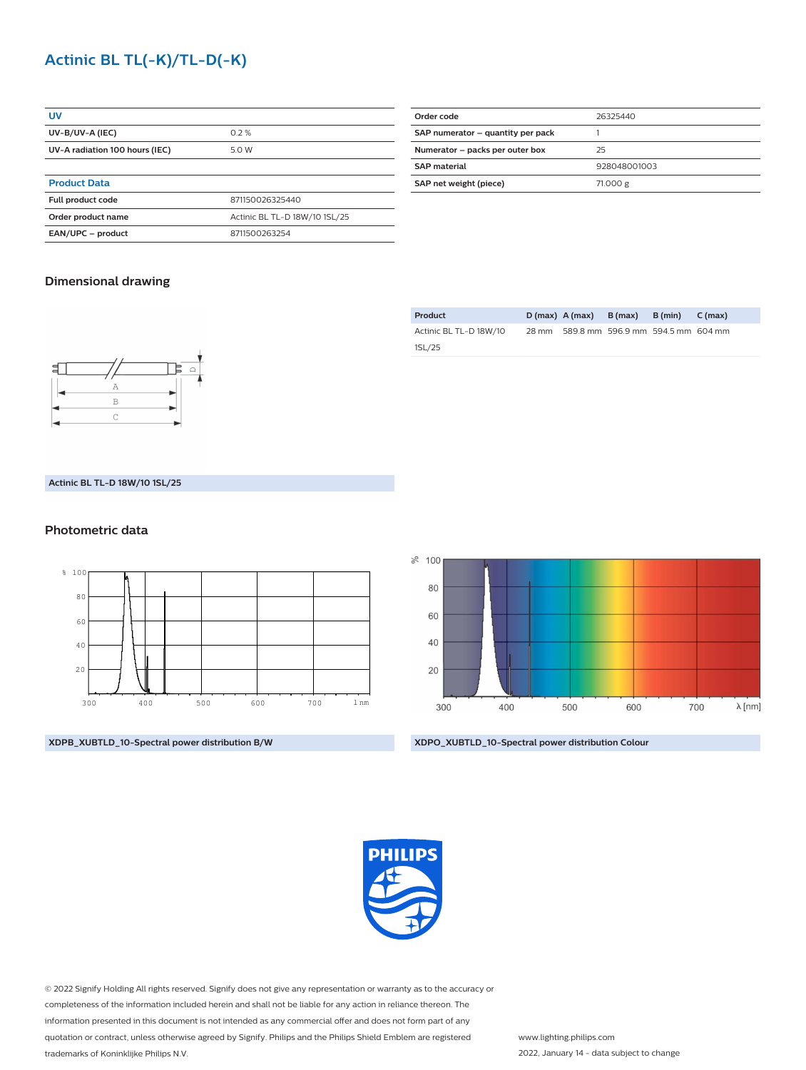## Actinic BL TL(-K)/TL-D(-K)

| UV | |
|---|---|
| UV-B/UV-A (IEC) | 0.2 % |
| UV-A radiation 100 hours (IEC) | 5.0 W |

| Product Data | |
|---|---|
| Full product code | 871150026325440 |
| Order product name | Actinic BL TL-D 18W/10 1SL/25 |
| EAN/UPC – product | 8711500263254 |

| | |
|---|---|
| Order code | 26325440 |
| SAP numerator – quantity per pack | 1 |
| Numerator – packs per outer box | 25 |
| SAP material | 928048001003 |
| SAP net weight (piece) | 71.000 g |

### Dimensional drawing

A
B
C
D

**Actinic BL TL-D 18W/10 1SL/25**

| Product | D (max) | A (max) | B (max) | B (min) | C (max) |
|---|---|---|---|---|---|
| Actinic BL TL-D 18W/10 1SL/25 | 28 mm | 589.8 mm | 596.9 mm | 594.5 mm | 604 mm |

### Photometric data

% 100
80
60
40
20
300 400 500 600 700 1 nm

**XDPB_XUBTLD_10-Spectral power distribution B/W**

% 100
80
60
40
20
300 400 500 600 700 λ [nm]

**XDPO_XUBTLD_10-Spectral power distribution Colour**

© 2022 Signify Holding All rights reserved. Signify does not give any representation or warranty as to the accuracy or completeness of the information included herein and shall not be liable for any action in reliance thereon. The information presented in this document is not intended as any commercial offer and does not form part of any quotation or contract, unless otherwise agreed by Signify. Philips and the Philips Shield Emblem are registered trademarks of Koninklijke Philips N.V.

www.lighting.philips.com
2022, January 14 - data subject to change